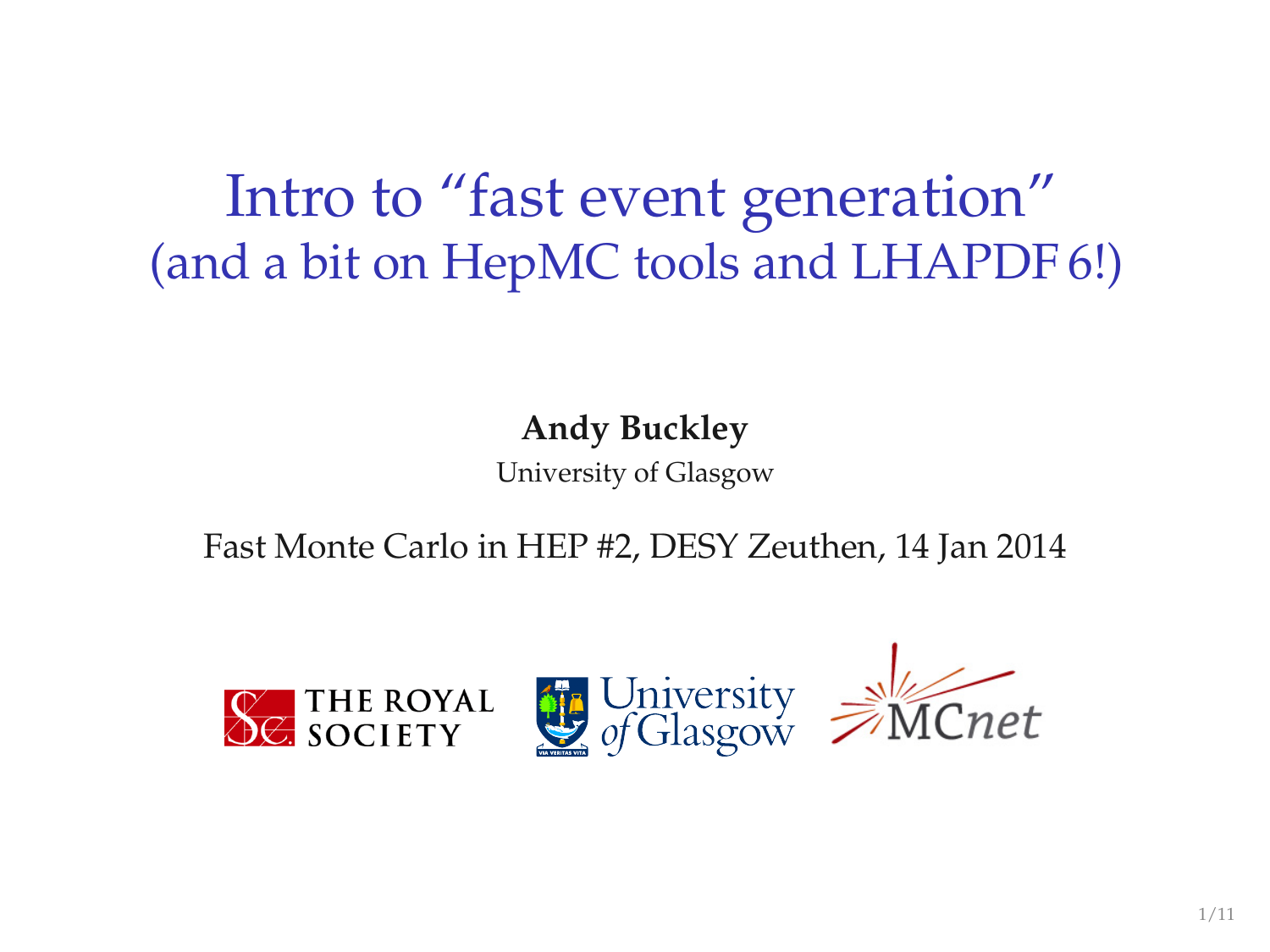# Intro to "fast event generation"
## (and a bit on HepMC tools and LHAPDF 6!)

**Andy Buckley**

University of Glasgow

Fast Monte Carlo in HEP #2, DESY Zeuthen, 14 Jan 2014

THE ROYAL SOCIETY

University of Glasgow

MCnet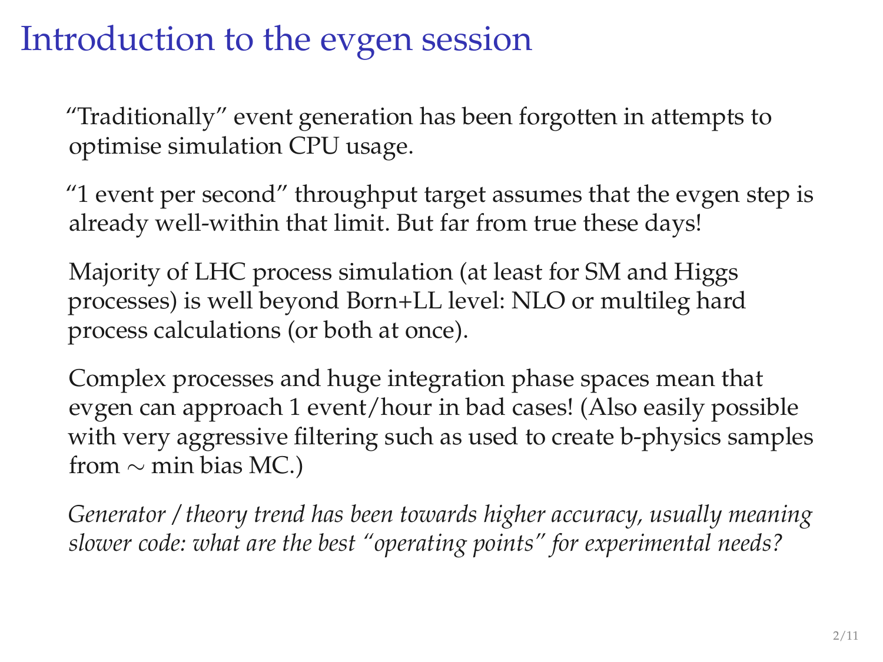# Introduction to the evgen session

"Traditionally" event generation has been forgotten in attempts to optimise simulation CPU usage.

"1 event per second" throughput target assumes that the evgen step is already well-within that limit. But far from true these days!

Majority of LHC process simulation (at least for SM and Higgs processes) is well beyond Born+LL level: NLO or multileg hard process calculations (or both at once).

Complex processes and huge integration phase spaces mean that evgen can approach 1 event/hour in bad cases! (Also easily possible with very aggressive filtering such as used to create b-physics samples from $\sim$ min bias MC.)

*Generator / theory trend has been towards higher accuracy, usually meaning slower code: what are the best "operating points" for experimental needs?*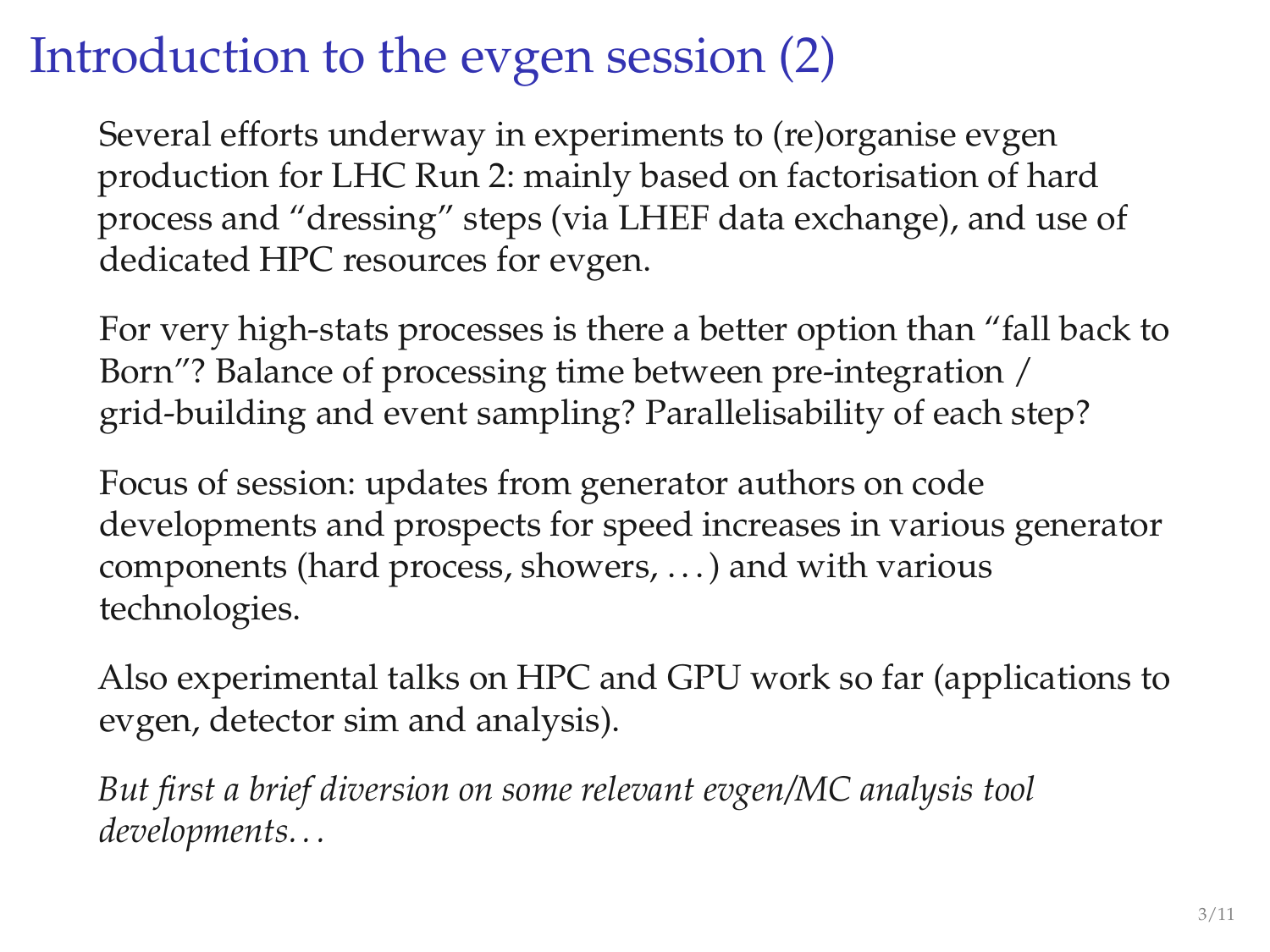# Introduction to the evgen session (2)

Several efforts underway in experiments to (re)organise evgen production for LHC Run 2: mainly based on factorisation of hard process and "dressing" steps (via LHEF data exchange), and use of dedicated HPC resources for evgen.

For very high-stats processes is there a better option than "fall back to Born"? Balance of processing time between pre-integration / grid-building and event sampling? Parallelisability of each step?

Focus of session: updates from generator authors on code developments and prospects for speed increases in various generator components (hard process, showers, . . . ) and with various technologies.

Also experimental talks on HPC and GPU work so far (applications to evgen, detector sim and analysis).

*But first a brief diversion on some relevant evgen/MC analysis tool developments. . .*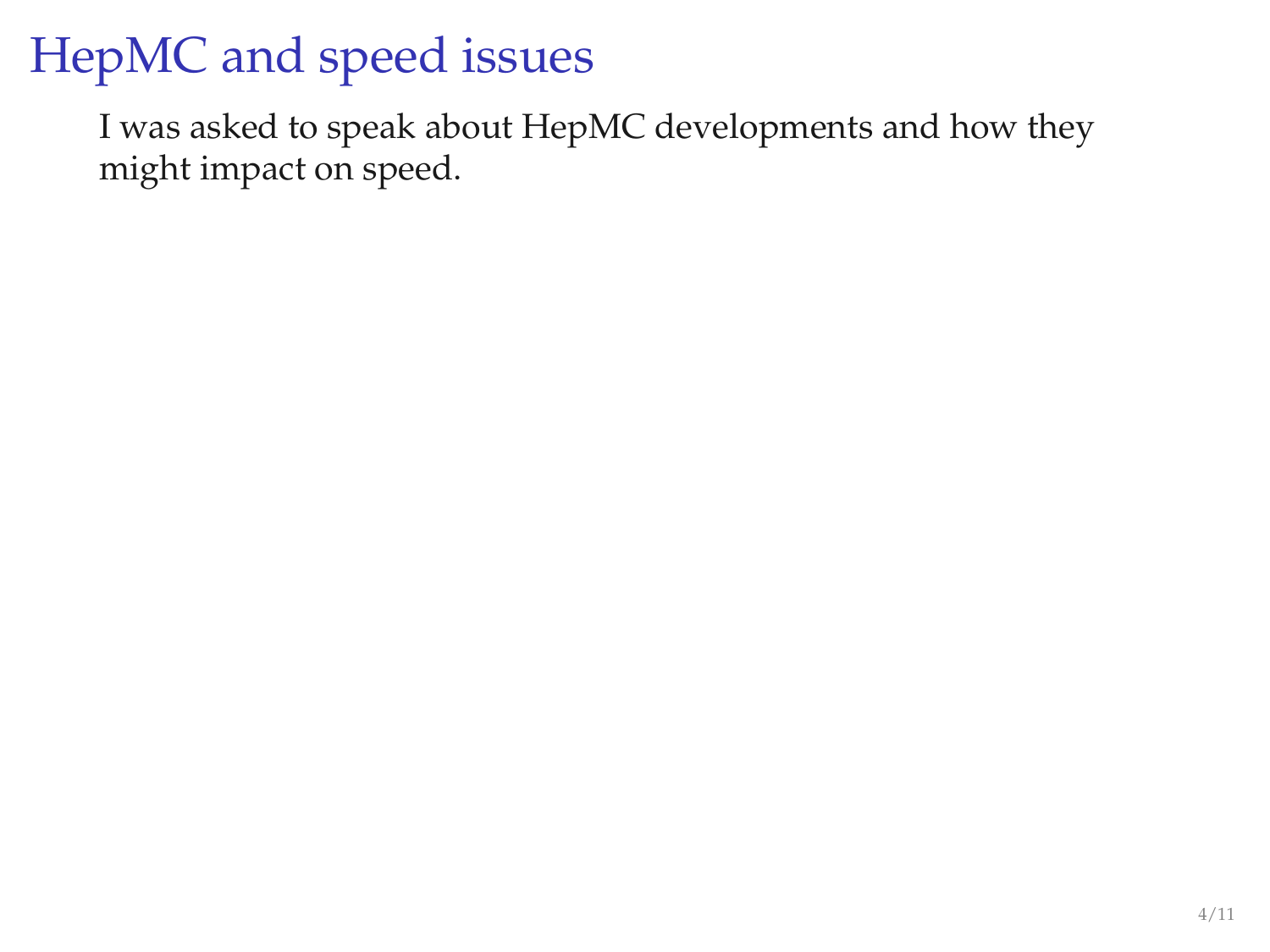# HepMC and speed issues

I was asked to speak about HepMC developments and how they might impact on speed.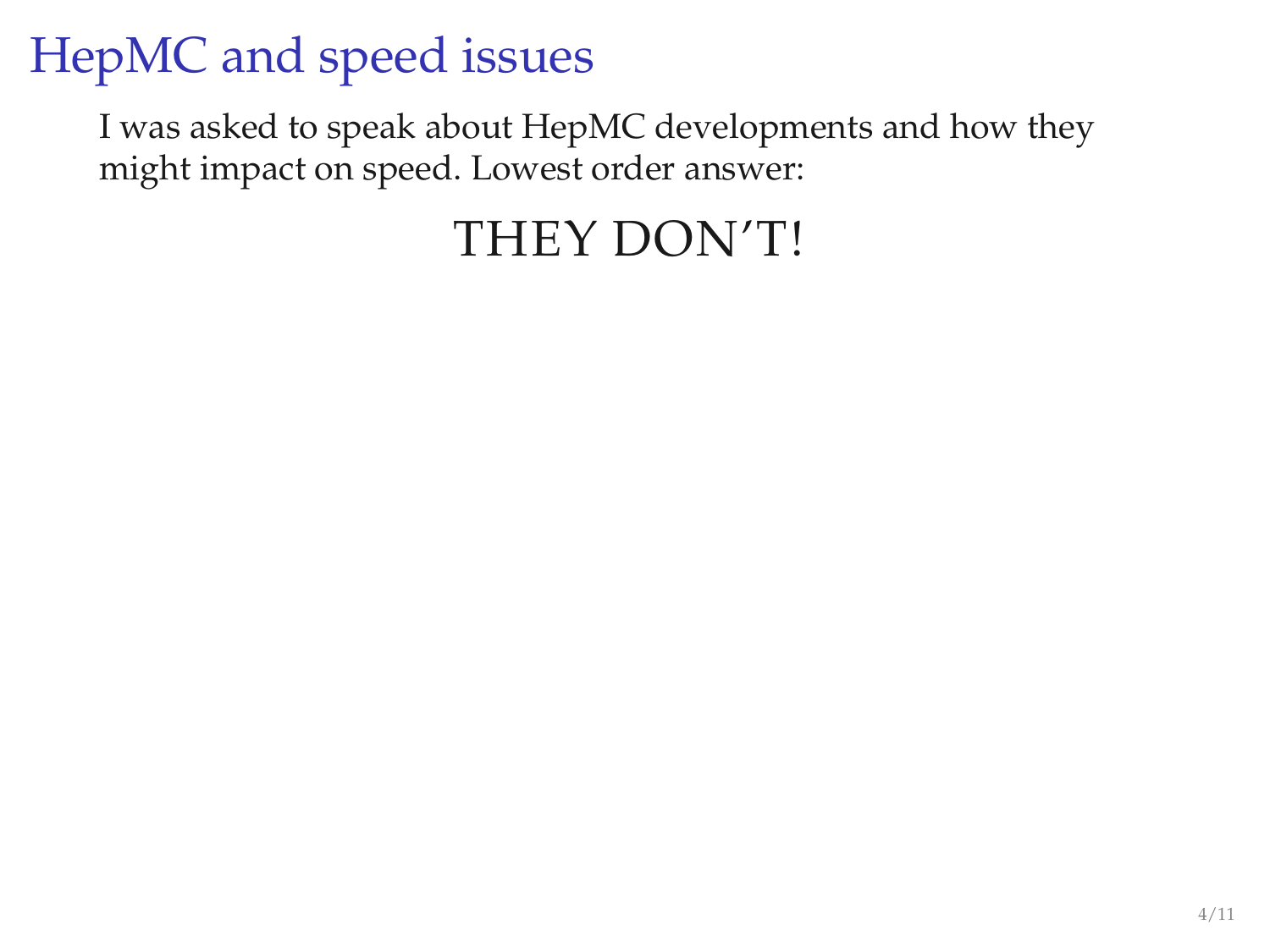# HepMC and speed issues

I was asked to speak about HepMC developments and how they might impact on speed. Lowest order answer:

THEY DON'T!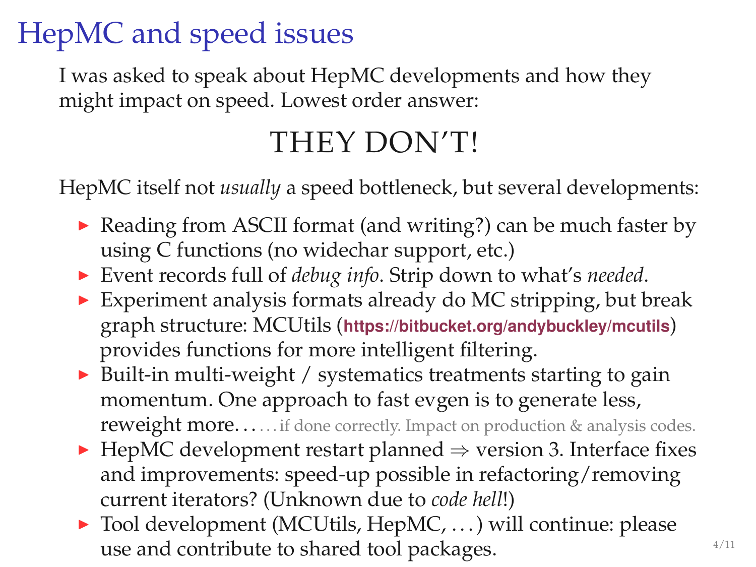# HepMC and speed issues

I was asked to speak about HepMC developments and how they might impact on speed. Lowest order answer:

## THEY DON'T!

HepMC itself not *usually* a speed bottleneck, but several developments:

- Reading from ASCII format (and writing?) can be much faster by using C functions (no widechar support, etc.)
- Event records full of *debug info*. Strip down to what's *needed*.
- Experiment analysis formats already do MC stripping, but break graph structure: MCUtils (**https://bitbucket.org/andybuckley/mcutils**) provides functions for more intelligent filtering.
- Built-in multi-weight / systematics treatments starting to gain momentum. One approach to fast evgen is to generate less, reweight more. . . . . . if done correctly. Impact on production & analysis codes.
- HepMC development restart planned ⇒ version 3. Interface fixes and improvements: speed-up possible in refactoring/removing current iterators? (Unknown due to *code hell*!)
- Tool development (MCUtils, HepMC, . . . ) will continue: please use and contribute to shared tool packages.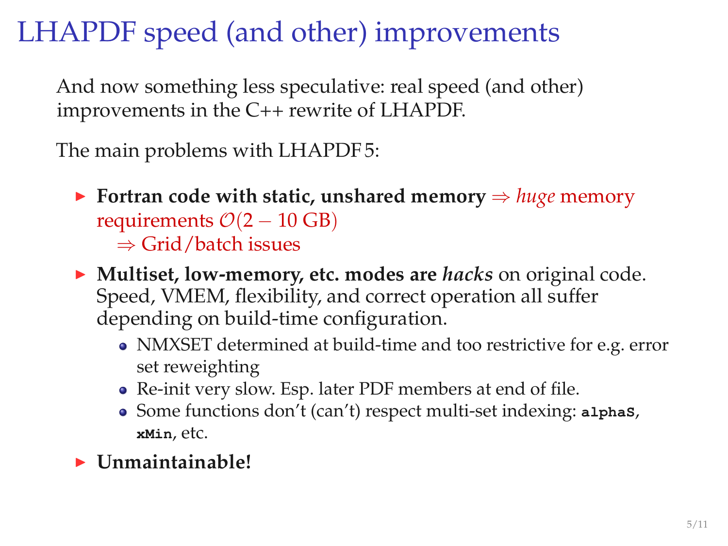# LHAPDF speed (and other) improvements

And now something less speculative: real speed (and other) improvements in the C++ rewrite of LHAPDF.

The main problems with LHAPDF 5:

- **Fortran code with static, unshared memory** $\Rightarrow$ *huge* memory requirements $\mathcal{O}(2 - 10\text{ GB})$
  $\Rightarrow$ Grid/batch issues
- **Multiset, low-memory, etc. modes are *hacks*** on original code. Speed, VMEM, flexibility, and correct operation all suffer depending on build-time configuration.
  - NMXSET determined at build-time and too restrictive for e.g. error set reweighting
  - Re-init very slow. Esp. later PDF members at end of file.
  - Some functions don't (can't) respect multi-set indexing: `alphaS`, `xMin`, etc.
- **Unmaintainable!**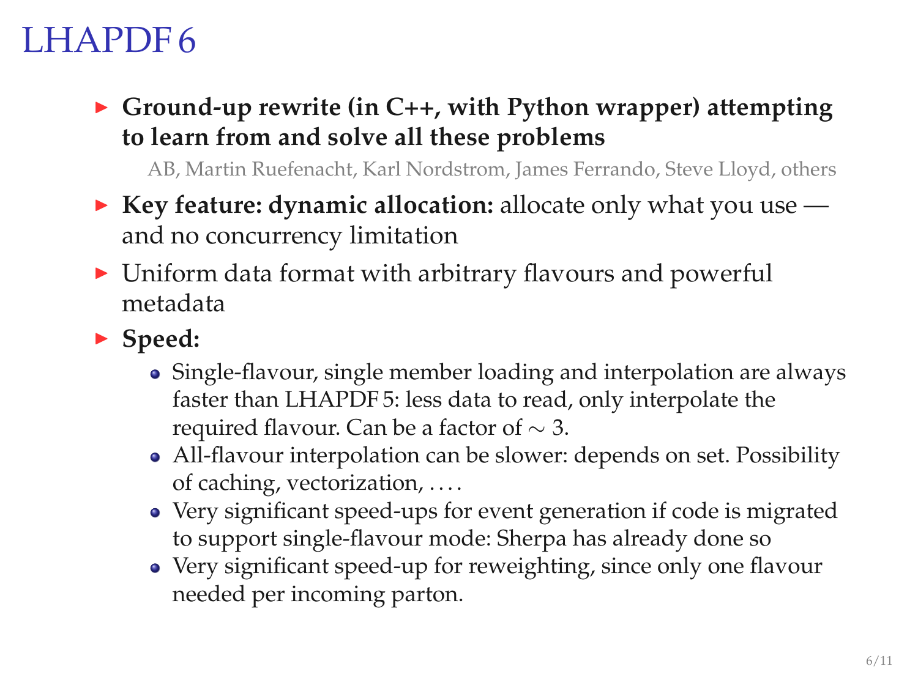# LHAPDF 6

- **Ground-up rewrite (in C++, with Python wrapper) attempting to learn from and solve all these problems**

  AB, Martin Ruefenacht, Karl Nordstrom, James Ferrando, Steve Lloyd, others

- **Key feature: dynamic allocation:** allocate only what you use — and no concurrency limitation
- Uniform data format with arbitrary flavours and powerful metadata
- **Speed:**
  - Single-flavour, single member loading and interpolation are always faster than LHAPDF 5: less data to read, only interpolate the required flavour. Can be a factor of $\sim 3$.
  - All-flavour interpolation can be slower: depends on set. Possibility of caching, vectorization, ....
  - Very significant speed-ups for event generation if code is migrated to support single-flavour mode: Sherpa has already done so
  - Very significant speed-up for reweighting, since only one flavour needed per incoming parton.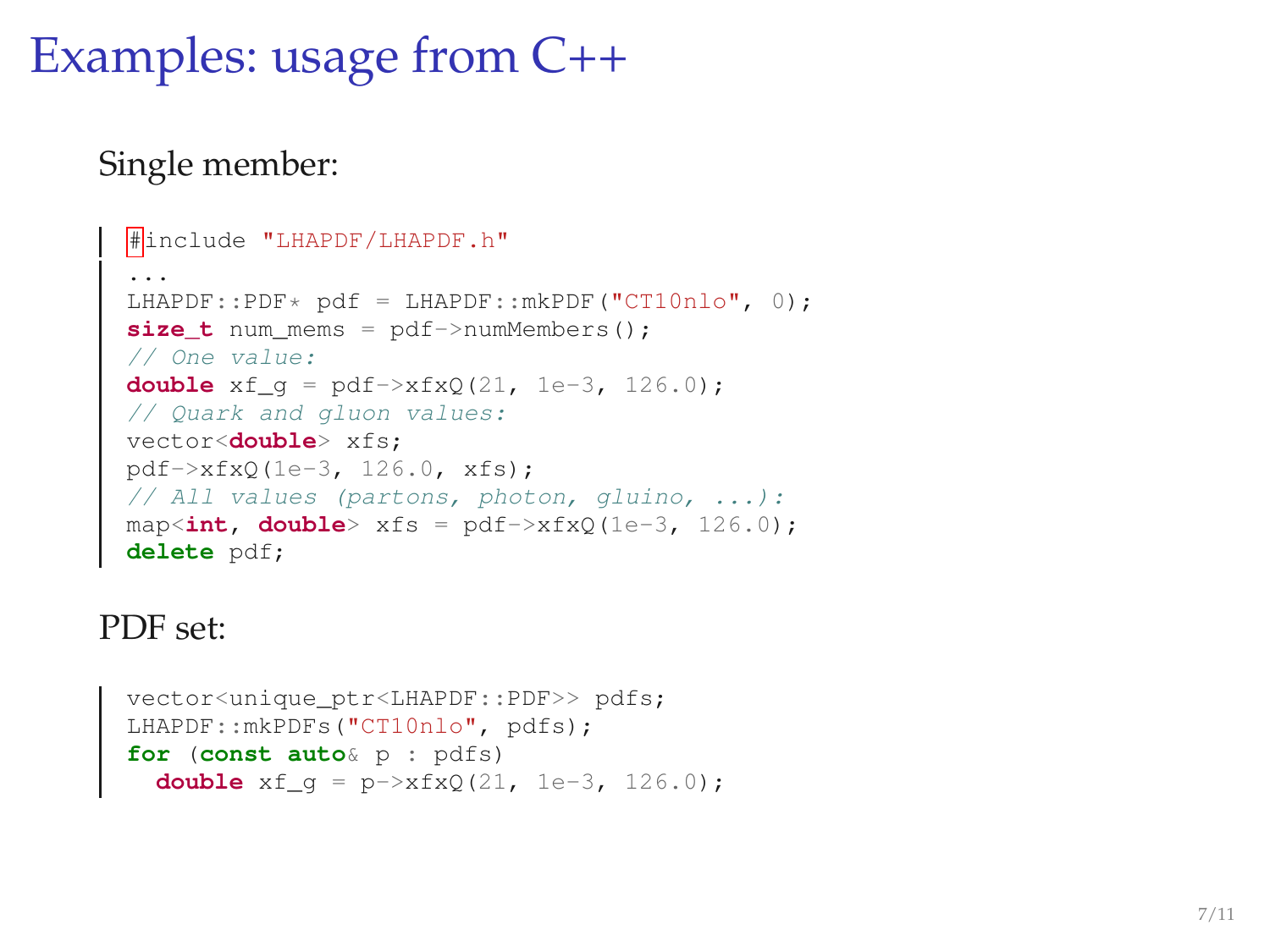# Examples: usage from C++

Single member:

```
#include "LHAPDF/LHAPDF.h"
...
LHAPDF::PDF* pdf = LHAPDF::mkPDF("CT10nlo", 0);
size_t num_mems = pdf->numMembers();
// One value:
double xf_g = pdf->xfxQ(21, 1e-3, 126.0);
// Quark and gluon values:
vector<double> xfs;
pdf->xfxQ(1e-3, 126.0, xfs);
// All values (partons, photon, gluino, ...):
map<int, double> xfs = pdf->xfxQ(1e-3, 126.0);
delete pdf;
```

PDF set:

```
vector<unique_ptr<LHAPDF::PDF>> pdfs;
LHAPDF::mkPDFs("CT10nlo", pdfs);
for (const auto& p : pdfs)
  double xf_g = p->xfxQ(21, 1e-3, 126.0);
```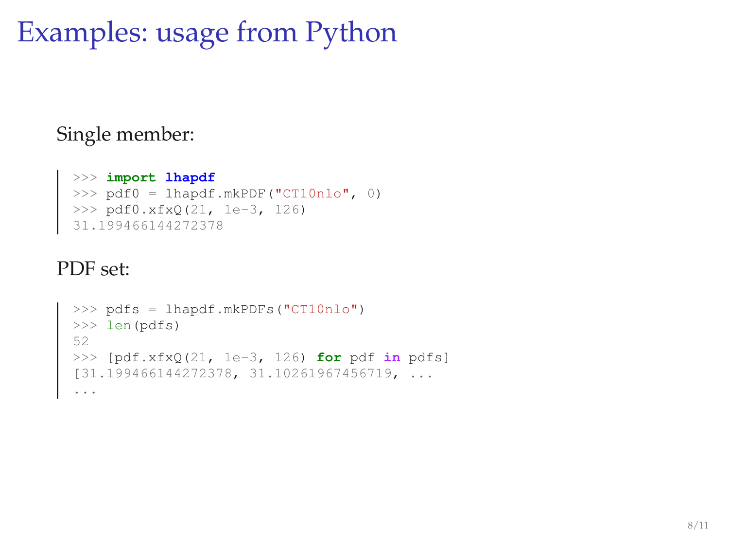# Examples: usage from Python

Single member:

```
>>> import lhapdf
>>> pdf0 = lhapdf.mkPDF("CT10nlo", 0)
>>> pdf0.xfxQ(21, 1e-3, 126)
31.199466144272378
```

PDF set:

```
>>> pdfs = lhapdf.mkPDFs("CT10nlo")
>>> len(pdfs)
52
>>> [pdf.xfxQ(21, 1e-3, 126) for pdf in pdfs]
[31.199466144272378, 31.10261967456719, ...
...
```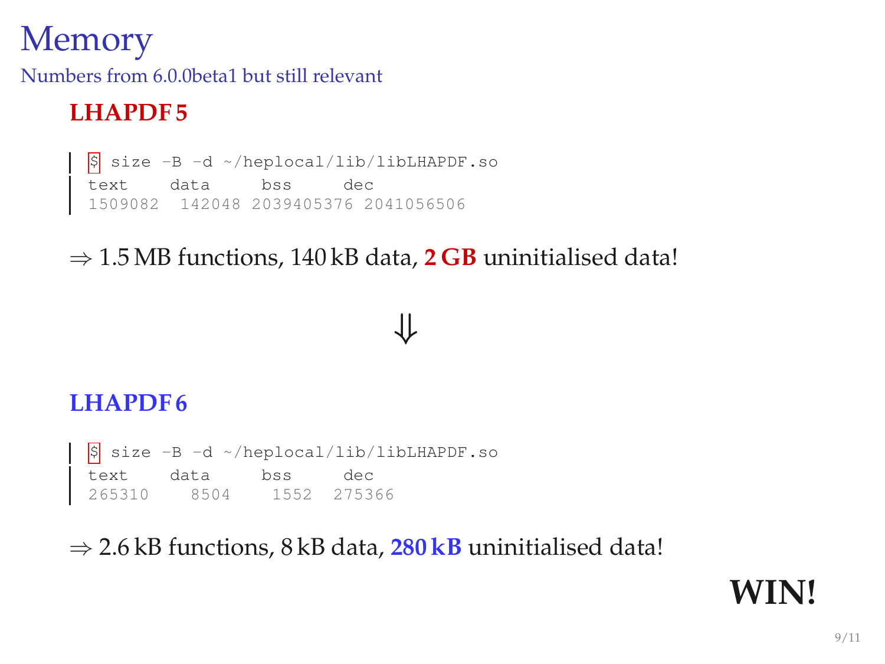# Memory

Numbers from 6.0.0beta1 but still relevant

### LHAPDF 5

```
$ size -B -d ~/heplocal/lib/libLHAPDF.so
text    data     bss      dec
1509082  142048 2039405376 2041056506
```

⇒ 1.5 MB functions, 140 kB data, **2 GB** uninitialised data!

⇓

### LHAPDF 6

```
$ size -B -d ~/heplocal/lib/libLHAPDF.so
text    data     bss     dec
265310    8504    1552  275366
```

⇒ 2.6 kB functions, 8 kB data, **280 kB** uninitialised data!

**WIN!**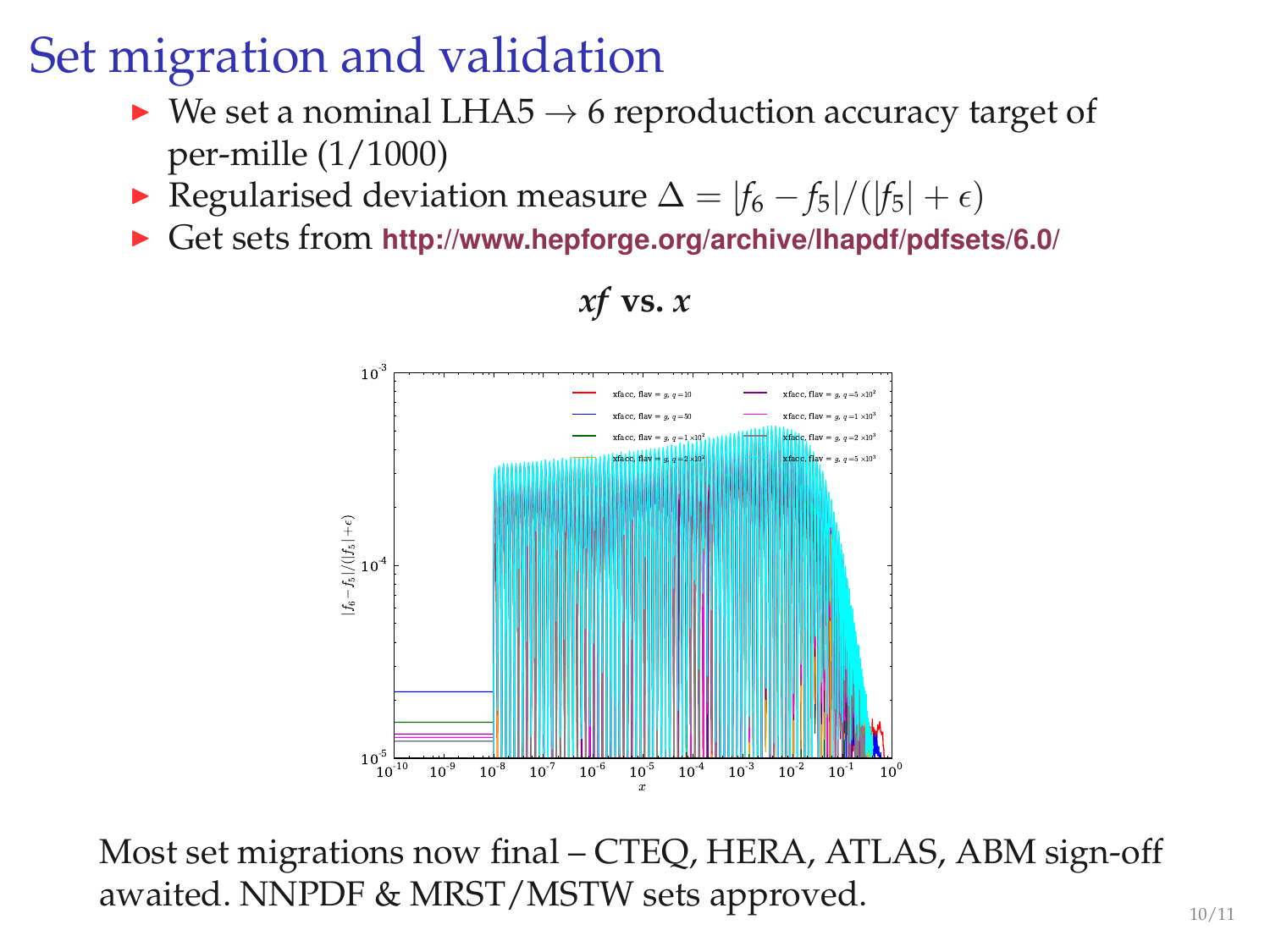# Set migration and validation

- We set a nominal LHA5 $\rightarrow$ 6 reproduction accuracy target of per-mille (1/1000)
- Regularised deviation measure $\Delta = |f_6 - f_5|/(|f_5| + \epsilon)$
- Get sets from **http://www.hepforge.org/archive/lhapdf/pdfsets/6.0/**

***xf* vs. *x***

Most set migrations now final – CTEQ, HERA, ATLAS, ABM sign-off awaited. NNPDF & MRST/MSTW sets approved.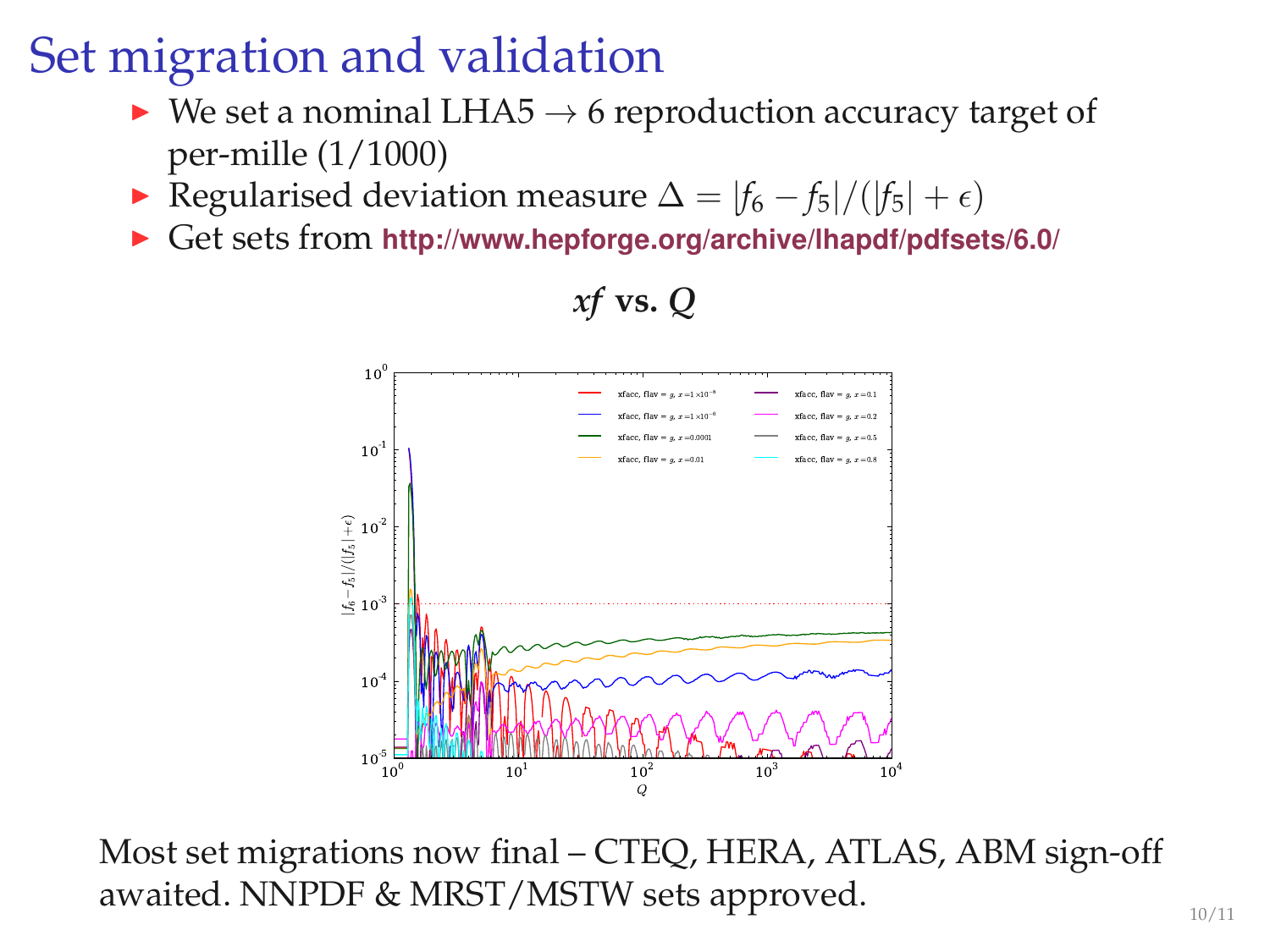# Set migration and validation

- We set a nominal LHA5 $\rightarrow$ 6 reproduction accuracy target of per-mille (1/1000)
- Regularised deviation measure $\Delta = |f_6 - f_5|/(|f_5| + \epsilon)$
- Get sets from http://www.hepforge.org/archive/lhapdf/pdfsets/6.0/

**$xf$ vs. $Q$**

Most set migrations now final – CTEQ, HERA, ATLAS, ABM sign-off awaited. NNPDF & MRST/MSTW sets approved.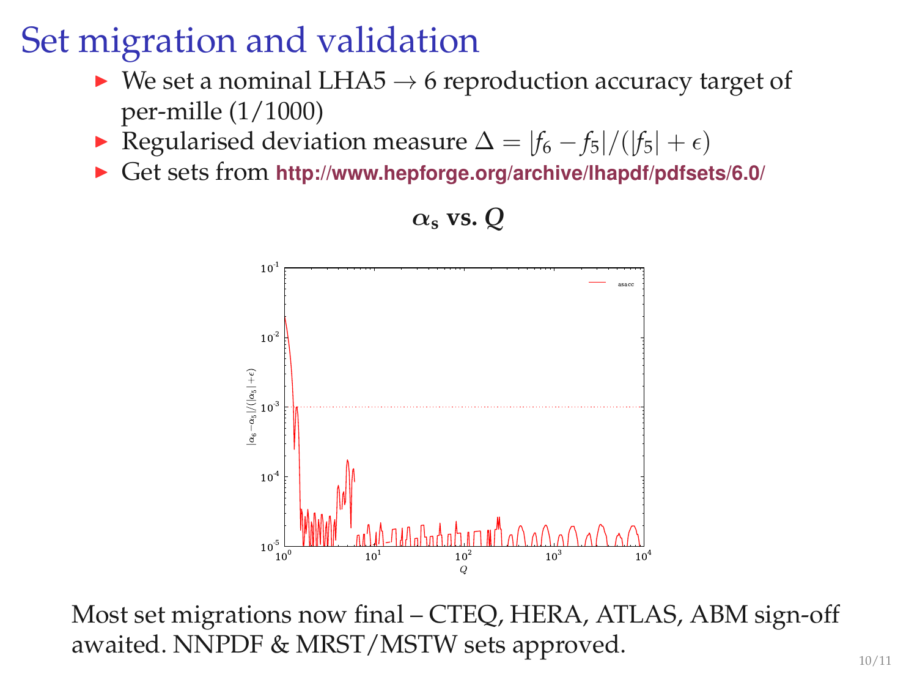# Set migration and validation

- We set a nominal LHA5 → 6 reproduction accuracy target of per-mille (1/1000)
- Regularised deviation measure $\Delta = |f_6 - f_5| / (|f_5| + \epsilon)$
- Get sets from **http://www.hepforge.org/archive/lhapdf/pdfsets/6.0/**

**$\alpha_s$ vs. $Q$**

Most set migrations now final – CTEQ, HERA, ATLAS, ABM sign-off awaited. NNPDF & MRST/MSTW sets approved.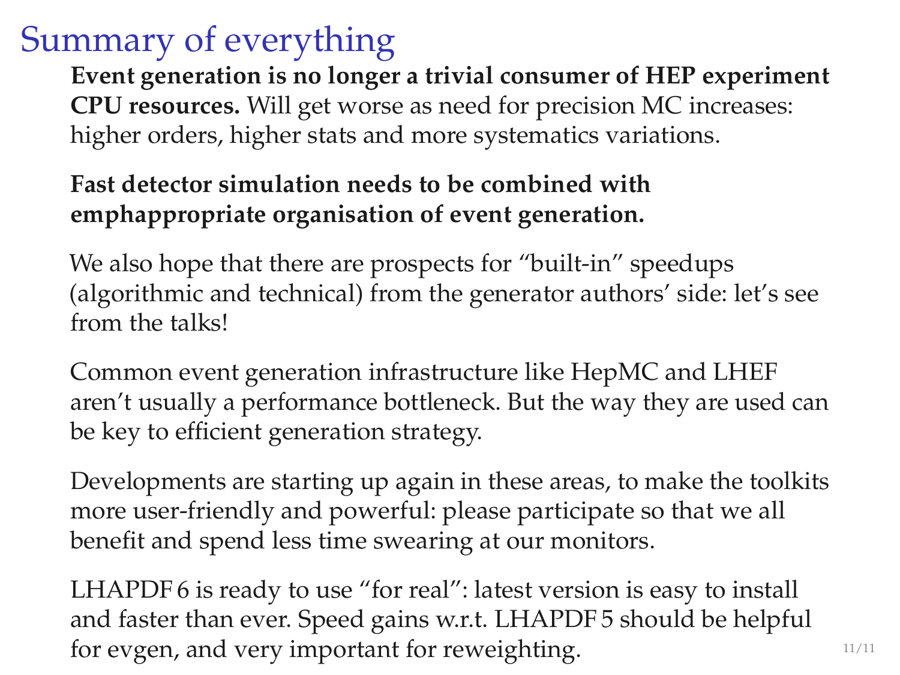# Summary of everything

**Event generation is no longer a trivial consumer of HEP experiment CPU resources.** Will get worse as need for precision MC increases: higher orders, higher stats and more systematics variations.

**Fast detector simulation needs to be combined with emphappropriate organisation of event generation.**

We also hope that there are prospects for "built-in" speedups (algorithmic and technical) from the generator authors' side: let's see from the talks!

Common event generation infrastructure like HepMC and LHEF aren't usually a performance bottleneck. But the way they are used can be key to efficient generation strategy.

Developments are starting up again in these areas, to make the toolkits more user-friendly and powerful: please participate so that we all benefit and spend less time swearing at our monitors.

LHAPDF 6 is ready to use "for real": latest version is easy to install and faster than ever. Speed gains w.r.t. LHAPDF 5 should be helpful for evgen, and very important for reweighting.